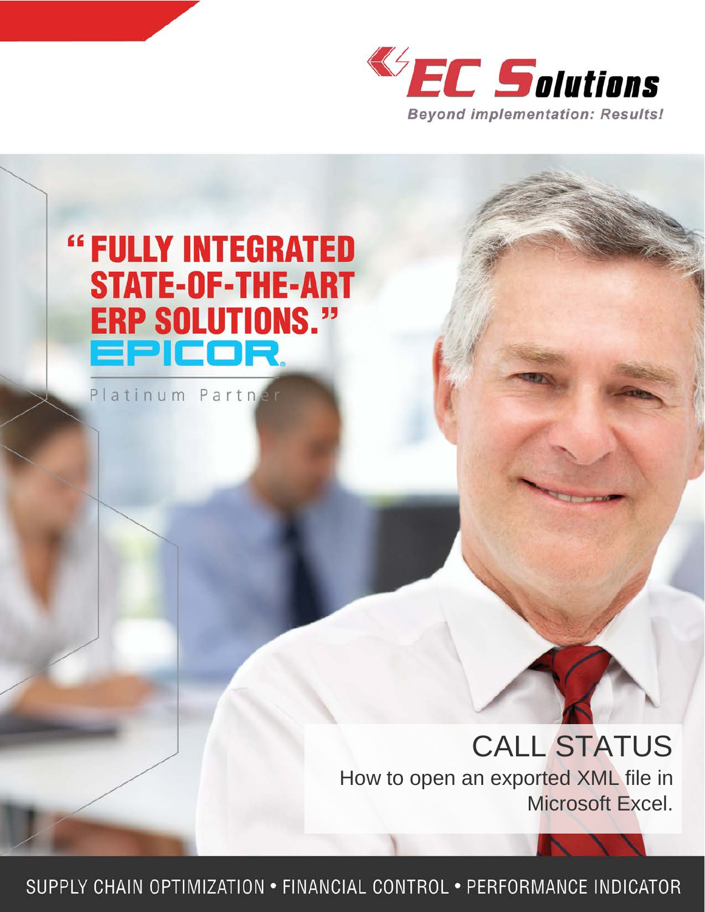EC Solutions

*Beyond implementation: Results!*

# "FULLY INTEGRATED STATE-OF-THE-ART ERP SOLUTIONS."

EPICOR

Platinum Partner

## CALL STATUS

How to open an exported XML file in Microsoft Excel.

SUPPLY CHAIN OPTIMIZATION • FINANCIAL CONTROL • PERFORMANCE INDICATOR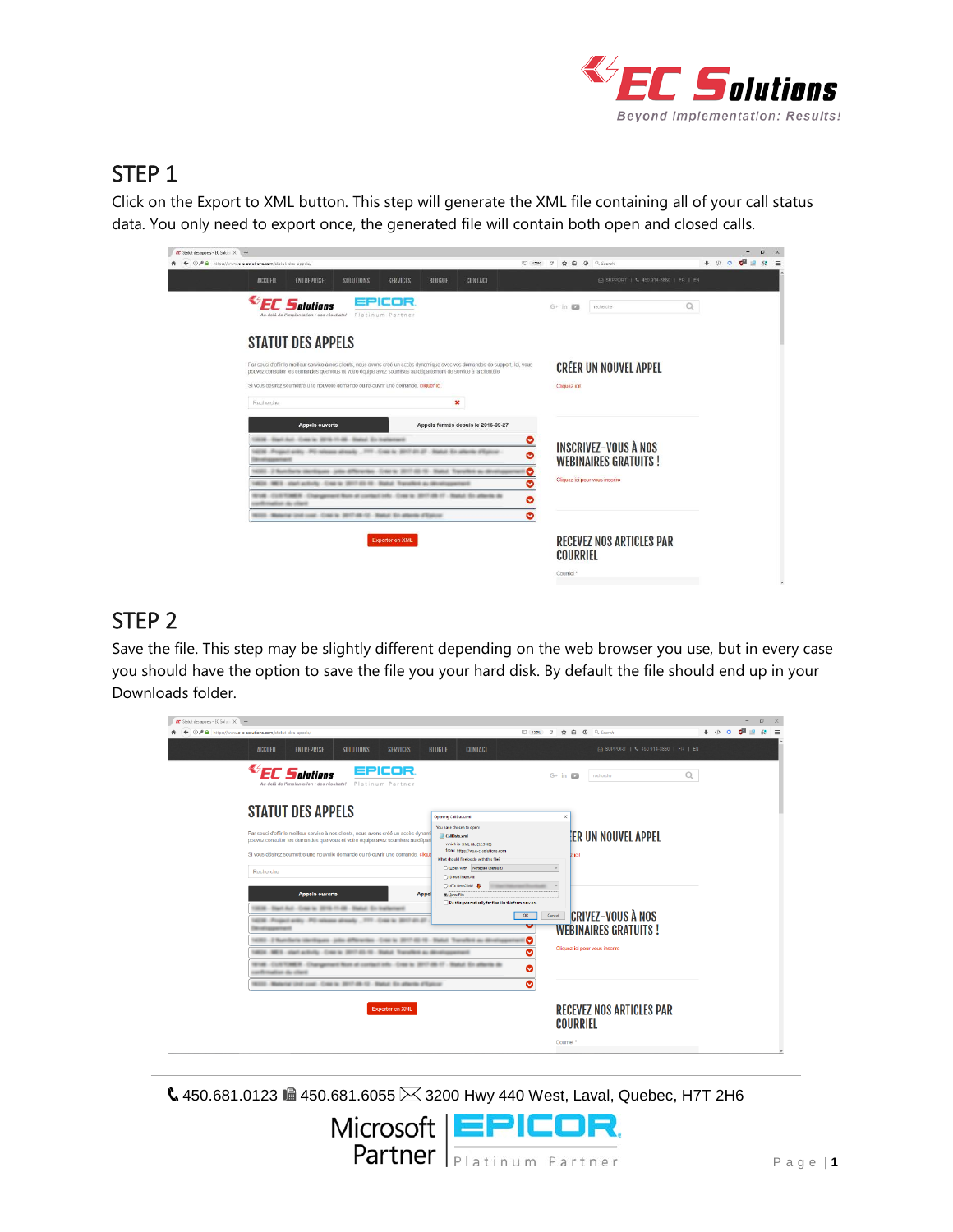## STEP 1

Click on the Export to XML button. This step will generate the XML file containing all of your call status data. You only need to export once, the generated file will contain both open and closed calls.

## STEP 2

Save the file. This step may be slightly different depending on the web browser you use, but in every case you should have the option to save the file you your hard disk. By default the file should end up in your Downloads folder.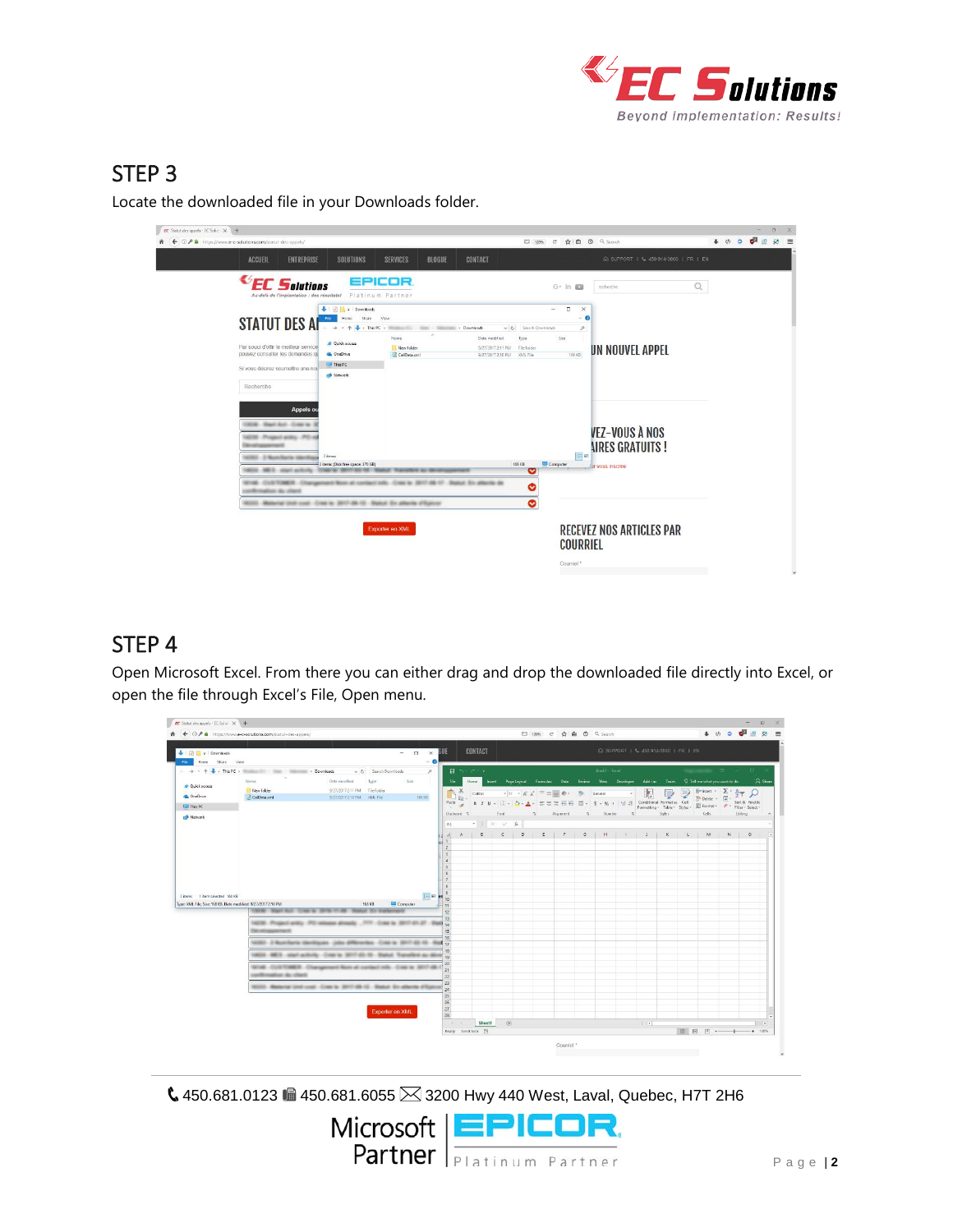## STEP 3

Locate the downloaded file in your Downloads folder.

## STEP 4

Open Microsoft Excel. From there you can either drag and drop the downloaded file directly into Excel, or open the file through Excel's File, Open menu.

450.681.0123 450.681.6055 3200 Hwy 440 West, Laval, Quebec, H7T 2H6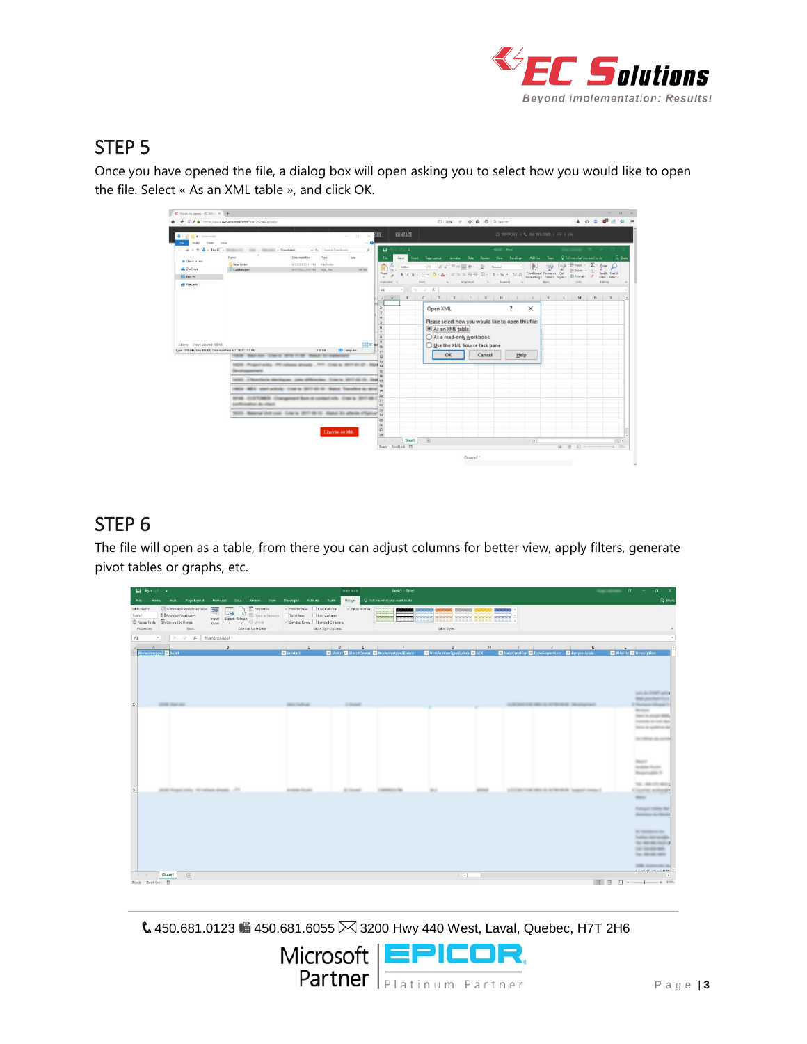## STEP 5

Once you have opened the file, a dialog box will open asking you to select how you would like to open the file. Select « As an XML table », and click OK.

## STEP 6

The file will open as a table, from there you can adjust columns for better view, apply filters, generate pivot tables or graphs, etc.

450.681.0123 450.681.6055 3200 Hwy 440 West, Laval, Quebec, H7T 2H6